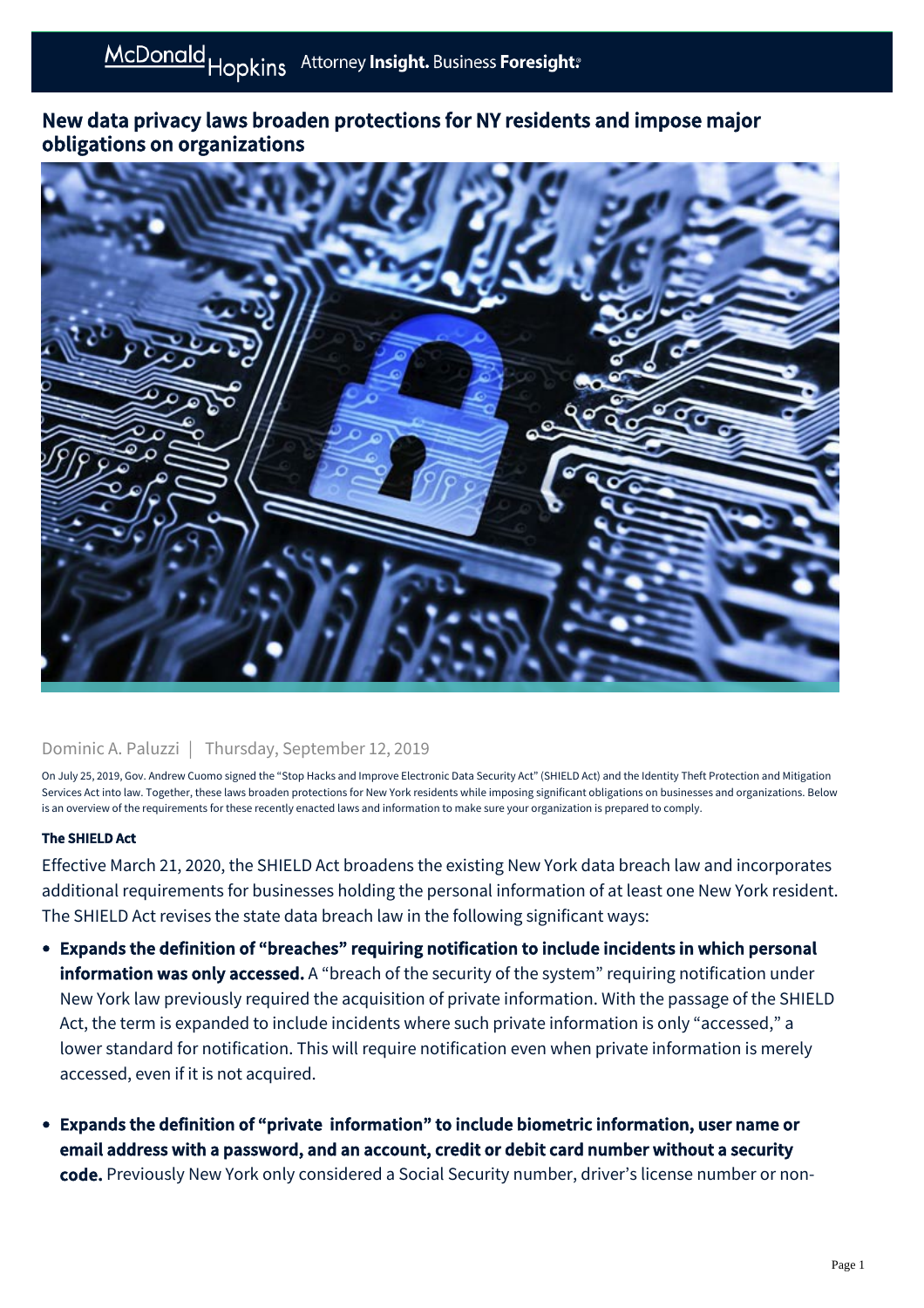# New data privacy laws broaden protections for NY residents and impose major obligations on organizations

Dominic A. Paluzzi | Thursday, September 12, 2019

On July 25, 2019, Gov. Andrew Cuomo signed the "Stop Hacks and Improve Electronic Data Security Act" (SHIELD Act) and the Identity Theft Protection and Mitigation Services Act into law. Together, these laws broaden protections for New York residents while imposing significant obligations on businesses and organizations. Below is an overview of the requirements for these recently enacted laws and information to make sure your organization is prepared to comply.

#### The SHIELD Act

Effective March 21, 2020, the SHIELD Act broadens the existing New York data breach law and incorporates additional requirements for businesses holding the personal information of at least one New York resident. The SHIELD Act revises the state data breach law in the following significant ways:

- **Expands the definition of "breaches" requiring notification to include incidents in which personal information was only accessed.** A "breach of the security of the system" requiring notification under New York law previously required the acquisition of private information. With the passage of the SHIELD Act, the term is expanded to include incidents where such private information is only "accessed," a lower standard for notification. This will require notification even when private information is merely accessed, even if it is not acquired.

- **Expands the definition of "private information" to include biometric information, user name or email address with a password, and an account, credit or debit card number without a security code.** Previously New York only considered a Social Security number, driver's license number or non-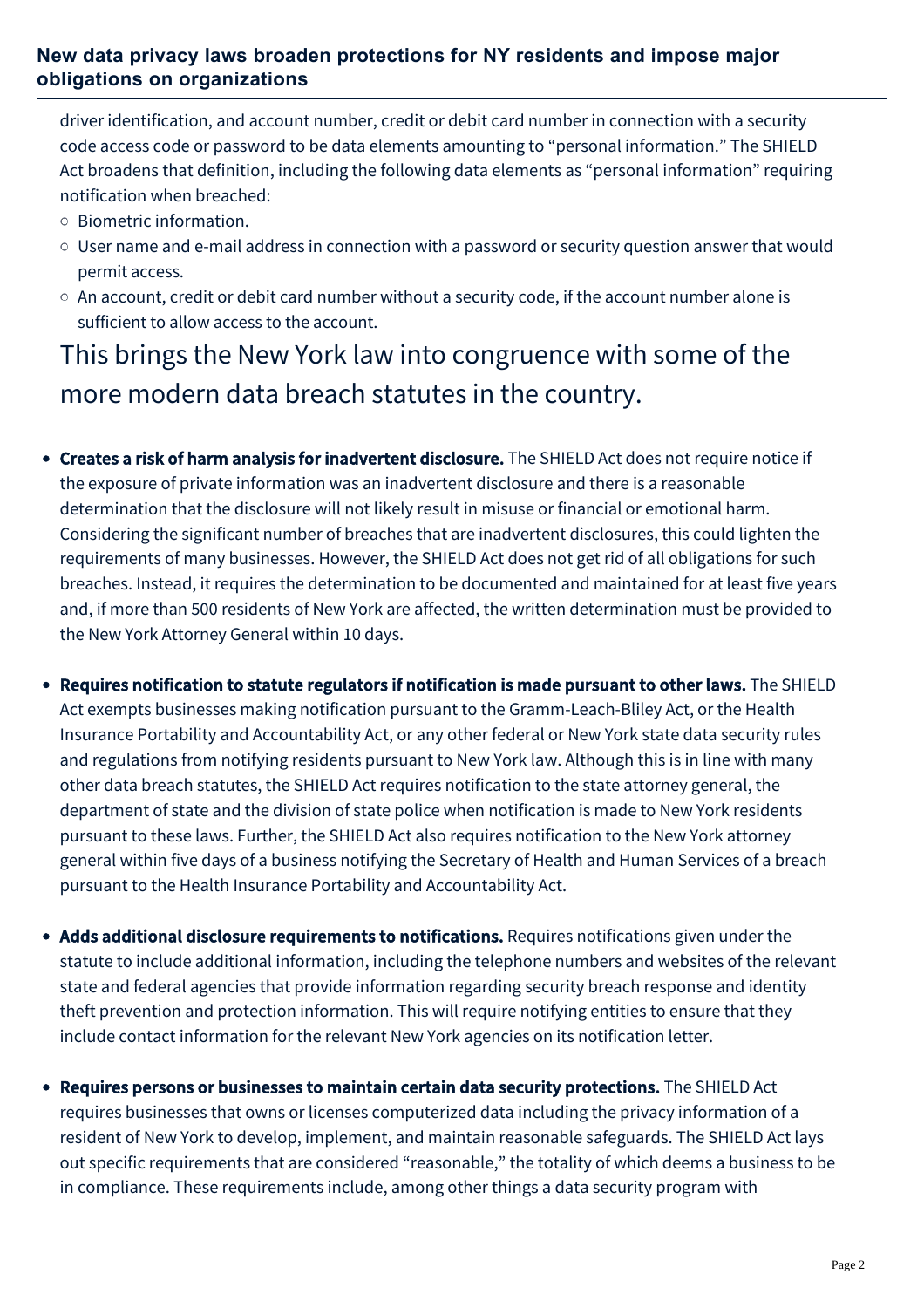driver identification, and account number, credit or debit card number in connection with a security code access code or password to be data elements amounting to "personal information." The SHIELD Act broadens that definition, including the following data elements as "personal information" requiring notification when breached:

  - Biometric information.
  - User name and e-mail address in connection with a password or security question answer that would permit access.
  - An account, credit or debit card number without a security code, if the account number alone is sufficient to allow access to the account.

> This brings the New York law into congruence with some of the more modern data breach statutes in the country.

- **Creates a risk of harm analysis for inadvertent disclosure.** The SHIELD Act does not require notice if the exposure of private information was an inadvertent disclosure and there is a reasonable determination that the disclosure will not likely result in misuse or financial or emotional harm. Considering the significant number of breaches that are inadvertent disclosures, this could lighten the requirements of many businesses. However, the SHIELD Act does not get rid of all obligations for such breaches. Instead, it requires the determination to be documented and maintained for at least five years and, if more than 500 residents of New York are affected, the written determination must be provided to the New York Attorney General within 10 days.

- **Requires notification to statute regulators if notification is made pursuant to other laws.** The SHIELD Act exempts businesses making notification pursuant to the Gramm-Leach-Bliley Act, or the Health Insurance Portability and Accountability Act, or any other federal or New York state data security rules and regulations from notifying residents pursuant to New York law. Although this is in line with many other data breach statutes, the SHIELD Act requires notification to the state attorney general, the department of state and the division of state police when notification is made to New York residents pursuant to these laws. Further, the SHIELD Act also requires notification to the New York attorney general within five days of a business notifying the Secretary of Health and Human Services of a breach pursuant to the Health Insurance Portability and Accountability Act.

- **Adds additional disclosure requirements to notifications.** Requires notifications given under the statute to include additional information, including the telephone numbers and websites of the relevant state and federal agencies that provide information regarding security breach response and identity theft prevention and protection information. This will require notifying entities to ensure that they include contact information for the relevant New York agencies on its notification letter.

- **Requires persons or businesses to maintain certain data security protections.** The SHIELD Act requires businesses that owns or licenses computerized data including the privacy information of a resident of New York to develop, implement, and maintain reasonable safeguards. The SHIELD Act lays out specific requirements that are considered "reasonable," the totality of which deems a business to be in compliance. These requirements include, among other things a data security program with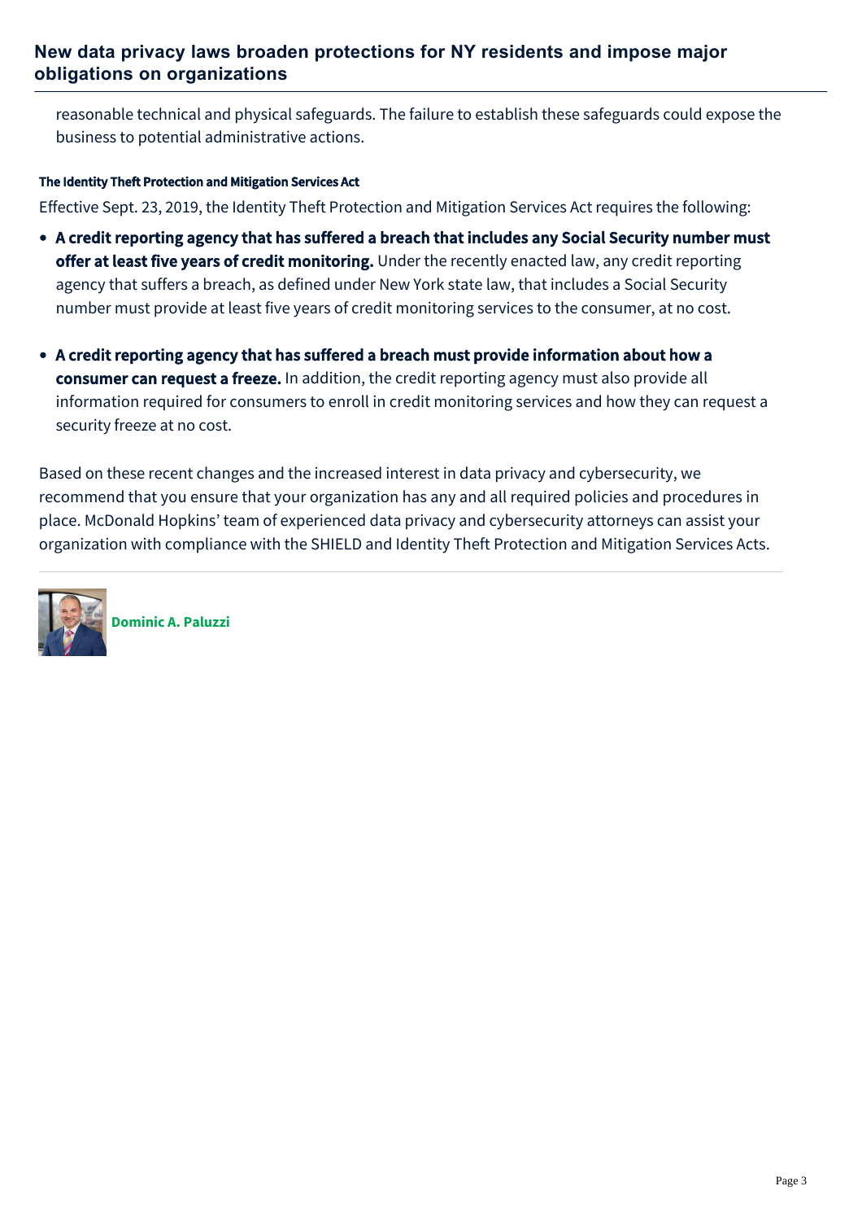reasonable technical and physical safeguards. The failure to establish these safeguards could expose the business to potential administrative actions.

#### The Identity Theft Protection and Mitigation Services Act

Effective Sept. 23, 2019, the Identity Theft Protection and Mitigation Services Act requires the following:

- **A credit reporting agency that has suffered a breach that includes any Social Security number must offer at least five years of credit monitoring.** Under the recently enacted law, any credit reporting agency that suffers a breach, as defined under New York state law, that includes a Social Security number must provide at least five years of credit monitoring services to the consumer, at no cost.

- **A credit reporting agency that has suffered a breach must provide information about how a consumer can request a freeze.** In addition, the credit reporting agency must also provide all information required for consumers to enroll in credit monitoring services and how they can request a security freeze at no cost.

Based on these recent changes and the increased interest in data privacy and cybersecurity, we recommend that you ensure that your organization has any and all required policies and procedures in place. McDonald Hopkins' team of experienced data privacy and cybersecurity attorneys can assist your organization with compliance with the SHIELD and Identity Theft Protection and Mitigation Services Acts.

---

**Dominic A. Paluzzi**